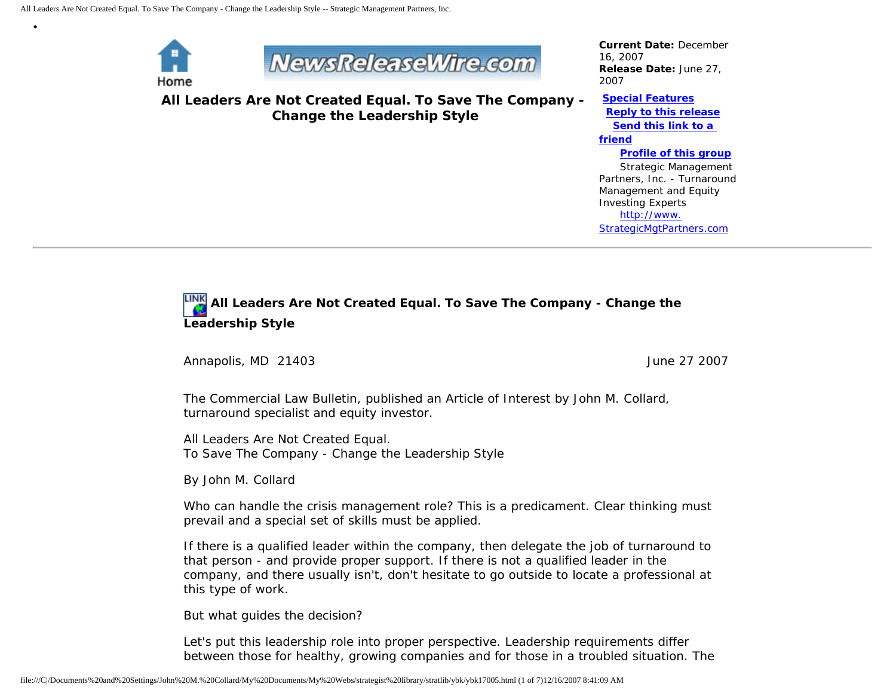Home

# All Leaders Are Not Created Equal. To Save The Company - Change the Leadership Style

**Current Date:** December 16, 2007
**Release Date:** June 27, 2007

**Special Features**
**Reply to this release**
**Send this link to a friend**
**Profile of this group**

Strategic Management Partners, Inc. - Turnaround Management and Equity Investing Experts
http://www.StrategicMgtPartners.com

---

## All Leaders Are Not Created Equal. To Save The Company - Change the Leadership Style

Annapolis, MD 21403 June 27 2007

The Commercial Law Bulletin, published an Article of Interest by John M. Collard, turnaround specialist and equity investor.

All Leaders Are Not Created Equal.
To Save The Company - Change the Leadership Style

By John M. Collard

Who can handle the crisis management role? This is a predicament. Clear thinking must prevail and a special set of skills must be applied.

If there is a qualified leader within the company, then delegate the job of turnaround to that person - and provide proper support. If there is not a qualified leader in the company, and there usually isn't, don't hesitate to go outside to locate a professional at this type of work.

But what guides the decision?

Let's put this leadership role into proper perspective. Leadership requirements differ between those for healthy, growing companies and for those in a troubled situation. The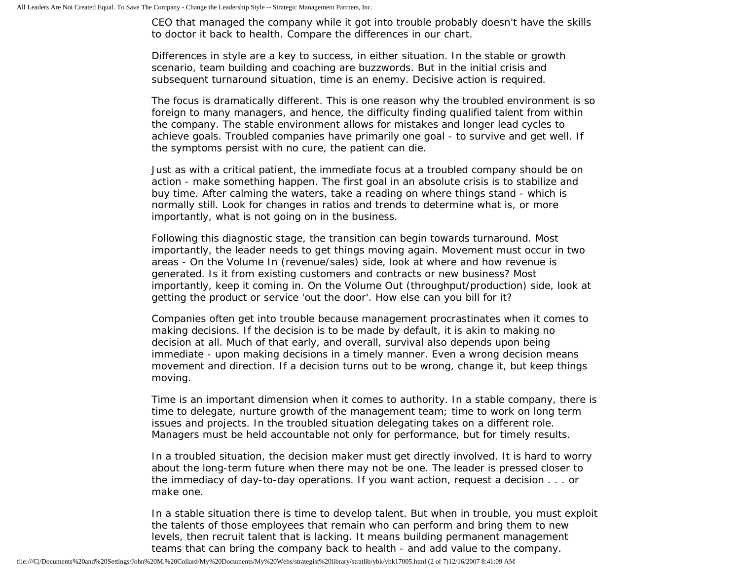CEO that managed the company while it got into trouble probably doesn't have the skills to doctor it back to health. Compare the differences in our chart.

Differences in style are a key to success, in either situation. In the stable or growth scenario, team building and coaching are buzzwords. But in the initial crisis and subsequent turnaround situation, time is an enemy. Decisive action is required.

The focus is dramatically different. This is one reason why the troubled environment is so foreign to many managers, and hence, the difficulty finding qualified talent from within the company. The stable environment allows for mistakes and longer lead cycles to achieve goals. Troubled companies have primarily one goal - to survive and get well. If the symptoms persist with no cure, the patient can die.

Just as with a critical patient, the immediate focus at a troubled company should be on action - make something happen. The first goal in an absolute crisis is to stabilize and buy time. After calming the waters, take a reading on where things stand - which is normally still. Look for changes in ratios and trends to determine what is, or more importantly, what is not going on in the business.

Following this diagnostic stage, the transition can begin towards turnaround. Most importantly, the leader needs to get things moving again. Movement must occur in two areas - On the Volume In (revenue/sales) side, look at where and how revenue is generated. Is it from existing customers and contracts or new business? Most importantly, keep it coming in. On the Volume Out (throughput/production) side, look at getting the product or service 'out the door'. How else can you bill for it?

Companies often get into trouble because management procrastinates when it comes to making decisions. If the decision is to be made by default, it is akin to making no decision at all. Much of that early, and overall, survival also depends upon being immediate - upon making decisions in a timely manner. Even a wrong decision means movement and direction. If a decision turns out to be wrong, change it, but keep things moving.

Time is an important dimension when it comes to authority. In a stable company, there is time to delegate, nurture growth of the management team; time to work on long term issues and projects. In the troubled situation delegating takes on a different role. Managers must be held accountable not only for performance, but for timely results.

In a troubled situation, the decision maker must get directly involved. It is hard to worry about the long-term future when there may not be one. The leader is pressed closer to the immediacy of day-to-day operations. If you want action, request a decision . . . or make one.

In a stable situation there is time to develop talent. But when in trouble, you must exploit the talents of those employees that remain who can perform and bring them to new levels, then recruit talent that is lacking. It means building permanent management teams that can bring the company back to health - and add value to the company.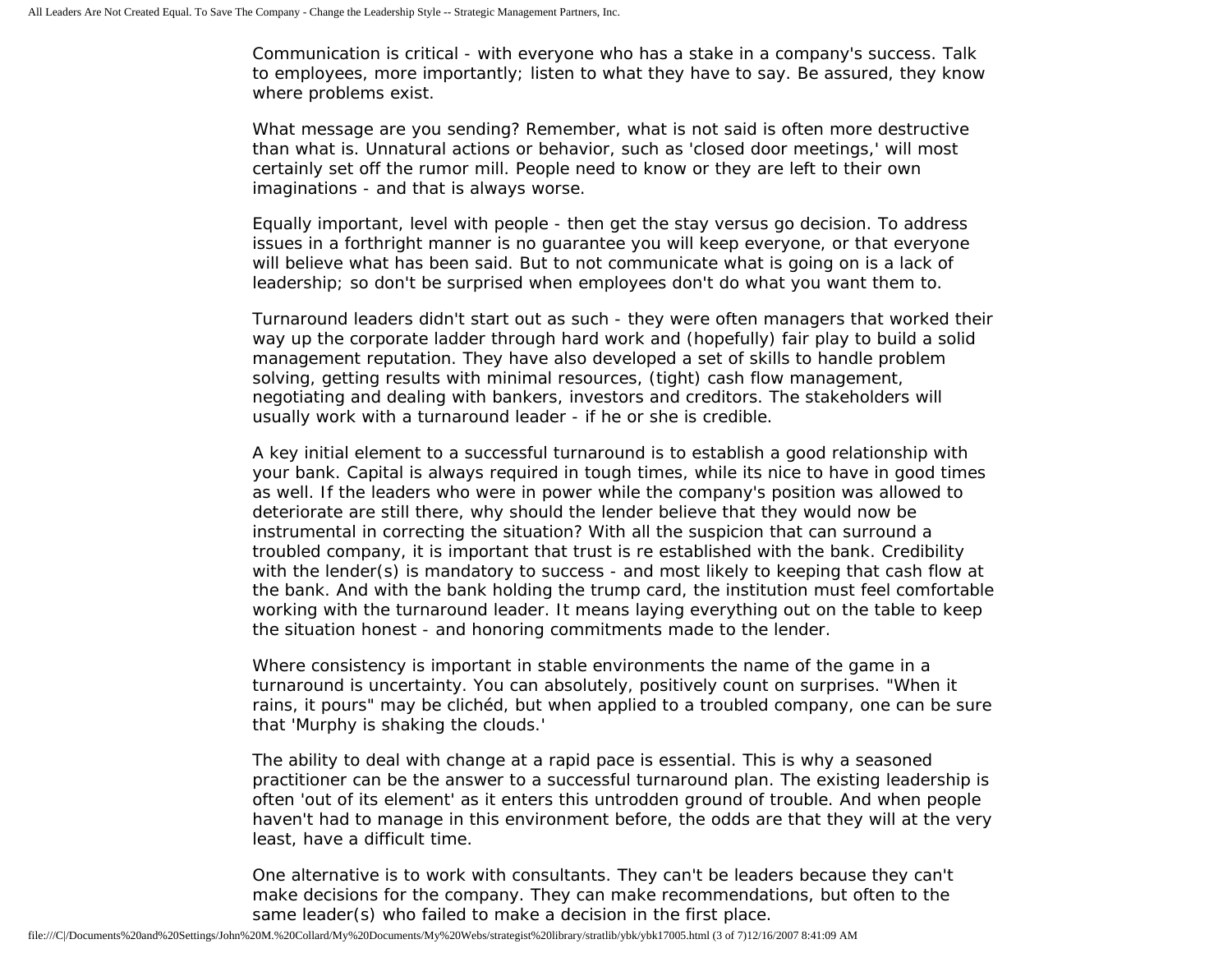Communication is critical - with everyone who has a stake in a company's success. Talk to employees, more importantly; listen to what they have to say. Be assured, they know where problems exist.

What message are you sending? Remember, what is not said is often more destructive than what is. Unnatural actions or behavior, such as 'closed door meetings,' will most certainly set off the rumor mill. People need to know or they are left to their own imaginations - and that is always worse.

Equally important, level with people - then get the stay versus go decision. To address issues in a forthright manner is no guarantee you will keep everyone, or that everyone will believe what has been said. But to not communicate what is going on is a lack of leadership; so don't be surprised when employees don't do what you want them to.

Turnaround leaders didn't start out as such - they were often managers that worked their way up the corporate ladder through hard work and (hopefully) fair play to build a solid management reputation. They have also developed a set of skills to handle problem solving, getting results with minimal resources, (tight) cash flow management, negotiating and dealing with bankers, investors and creditors. The stakeholders will usually work with a turnaround leader - if he or she is credible.

A key initial element to a successful turnaround is to establish a good relationship with your bank. Capital is always required in tough times, while its nice to have in good times as well. If the leaders who were in power while the company's position was allowed to deteriorate are still there, why should the lender believe that they would now be instrumental in correcting the situation? With all the suspicion that can surround a troubled company, it is important that trust is re established with the bank. Credibility with the lender(s) is mandatory to success - and most likely to keeping that cash flow at the bank. And with the bank holding the trump card, the institution must feel comfortable working with the turnaround leader. It means laying everything out on the table to keep the situation honest - and honoring commitments made to the lender.

Where consistency is important in stable environments the name of the game in a turnaround is uncertainty. You can absolutely, positively count on surprises. "When it rains, it pours" may be clichéd, but when applied to a troubled company, one can be sure that 'Murphy is shaking the clouds.'

The ability to deal with change at a rapid pace is essential. This is why a seasoned practitioner can be the answer to a successful turnaround plan. The existing leadership is often 'out of its element' as it enters this untrodden ground of trouble. And when people haven't had to manage in this environment before, the odds are that they will at the very least, have a difficult time.

One alternative is to work with consultants. They can't be leaders because they can't make decisions for the company. They can make recommendations, but often to the same leader(s) who failed to make a decision in the first place.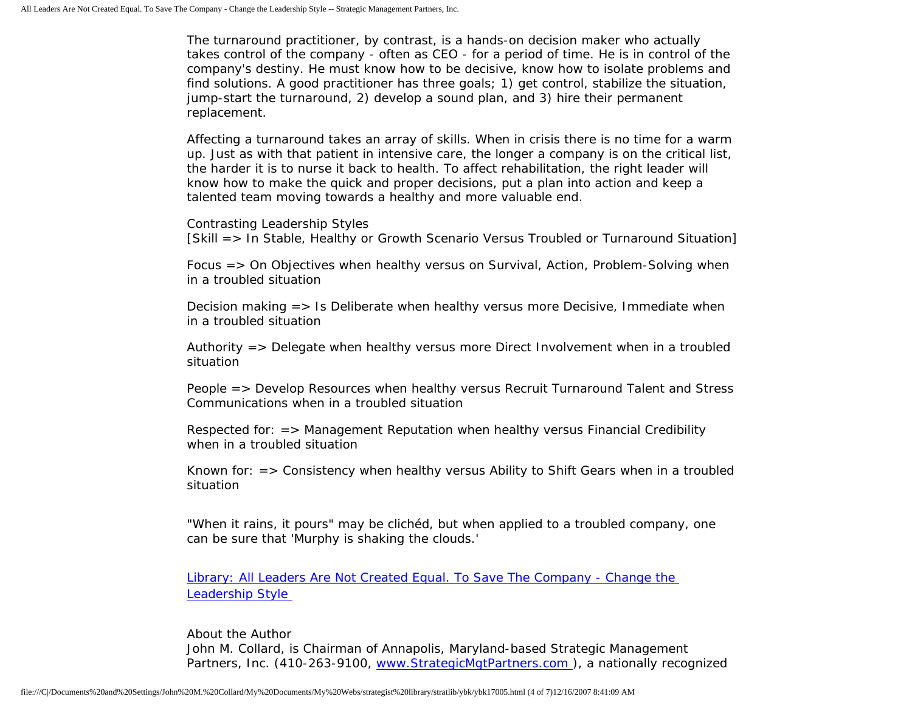The turnaround practitioner, by contrast, is a hands-on decision maker who actually takes control of the company - often as CEO - for a period of time. He is in control of the company's destiny. He must know how to be decisive, know how to isolate problems and find solutions. A good practitioner has three goals; 1) get control, stabilize the situation, jump-start the turnaround, 2) develop a sound plan, and 3) hire their permanent replacement.

Affecting a turnaround takes an array of skills. When in crisis there is no time for a warm up. Just as with that patient in intensive care, the longer a company is on the critical list, the harder it is to nurse it back to health. To affect rehabilitation, the right leader will know how to make the quick and proper decisions, put a plan into action and keep a talented team moving towards a healthy and more valuable end.

Contrasting Leadership Styles
[Skill => In Stable, Healthy or Growth Scenario Versus Troubled or Turnaround Situation]

Focus => On Objectives when healthy versus on Survival, Action, Problem-Solving when in a troubled situation

Decision making => Is Deliberate when healthy versus more Decisive, Immediate when in a troubled situation

Authority => Delegate when healthy versus more Direct Involvement when in a troubled situation

People => Develop Resources when healthy versus Recruit Turnaround Talent and Stress Communications when in a troubled situation

Respected for: => Management Reputation when healthy versus Financial Credibility when in a troubled situation

Known for: => Consistency when healthy versus Ability to Shift Gears when in a troubled situation

"When it rains, it pours" may be clichéd, but when applied to a troubled company, one can be sure that 'Murphy is shaking the clouds.'

[Library: All Leaders Are Not Created Equal. To Save The Company - Change the Leadership Style]

About the Author
John M. Collard, is Chairman of Annapolis, Maryland-based Strategic Management Partners, Inc. (410-263-9100, [www.StrategicMgtPartners.com]), a nationally recognized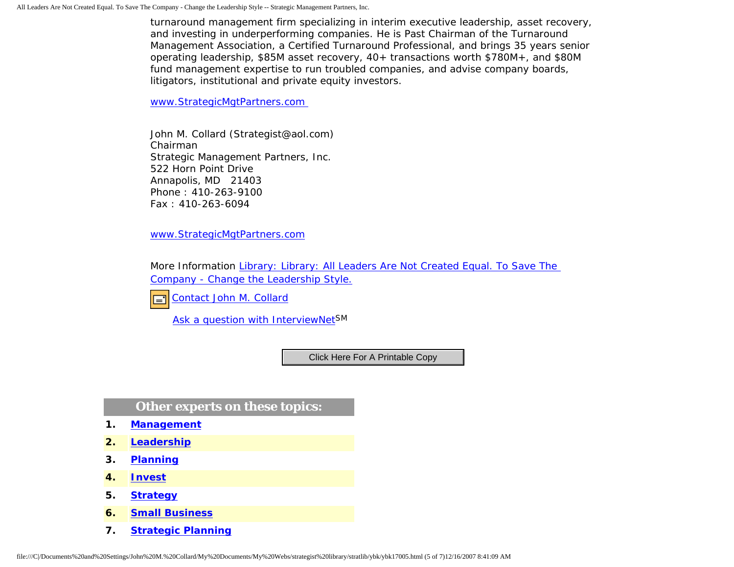turnaround management firm specializing in interim executive leadership, asset recovery, and investing in underperforming companies. He is Past Chairman of the Turnaround Management Association, a Certified Turnaround Professional, and brings 35 years senior operating leadership, $85M asset recovery, 40+ transactions worth $780M+, and $80M fund management expertise to run troubled companies, and advise company boards, litigators, institutional and private equity investors.

www.StrategicMgtPartners.com

John M. Collard (Strategist@aol.com)
Chairman
Strategic Management Partners, Inc.
522 Horn Point Drive
Annapolis, MD 21403
Phone : 410-263-9100
Fax : 410-263-6094

www.StrategicMgtPartners.com

More Information Library: Library: All Leaders Are Not Created Equal. To Save The Company - Change the Leadership Style.

Contact John M. Collard

Ask a question with InterviewNet SM

Click Here For A Printable Copy

## Other experts on these topics:

1. **Management**
2. **Leadership**
3. **Planning**
4. **Invest**
5. **Strategy**
6. **Small Business**
7. **Strategic Planning**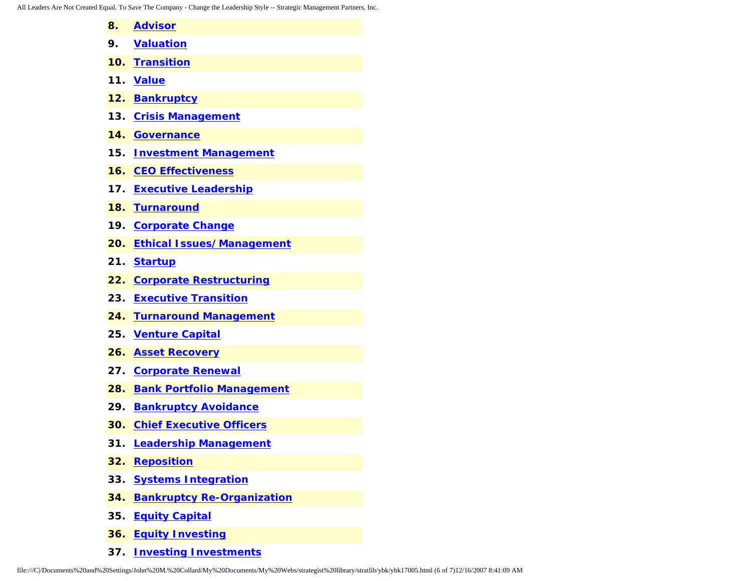8. **Advisor**
9. **Valuation**
10. **Transition**
11. **Value**
12. **Bankruptcy**
13. **Crisis Management**
14. **Governance**
15. **Investment Management**
16. **CEO Effectiveness**
17. **Executive Leadership**
18. **Turnaround**
19. **Corporate Change**
20. **Ethical Issues/Management**
21. **Startup**
22. **Corporate Restructuring**
23. **Executive Transition**
24. **Turnaround Management**
25. **Venture Capital**
26. **Asset Recovery**
27. **Corporate Renewal**
28. **Bank Portfolio Management**
29. **Bankruptcy Avoidance**
30. **Chief Executive Officers**
31. **Leadership Management**
32. **Reposition**
33. **Systems Integration**
34. **Bankruptcy Re-Organization**
35. **Equity Capital**
36. **Equity Investing**
37. **Investing Investments**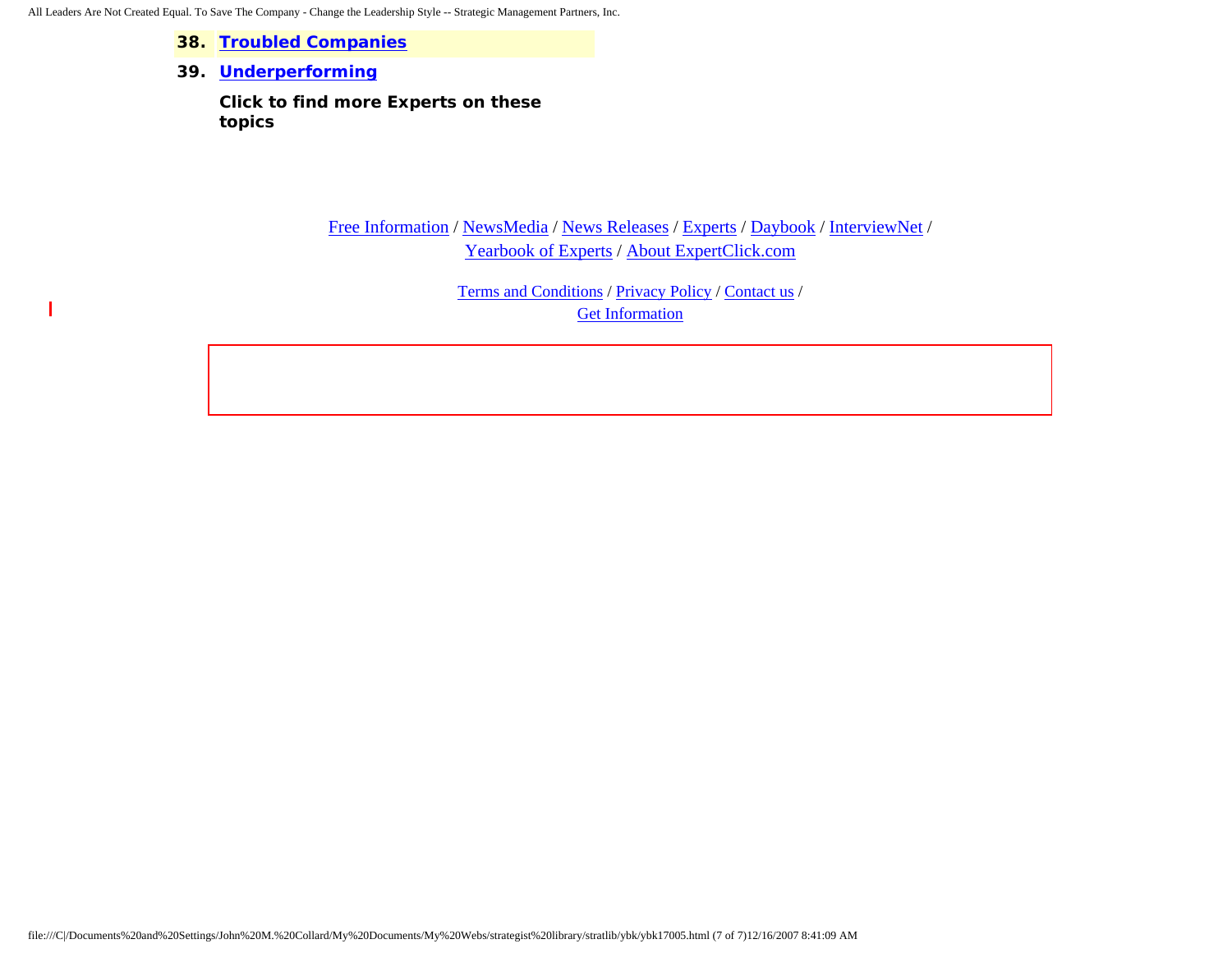38. **Troubled Companies**
39. **Underperforming**

**Click to find more Experts on these topics**

Free Information / NewsMedia / News Releases / Experts / Daybook / InterviewNet / Yearbook of Experts / About ExpertClick.com

Terms and Conditions / Privacy Policy / Contact us / Get Information